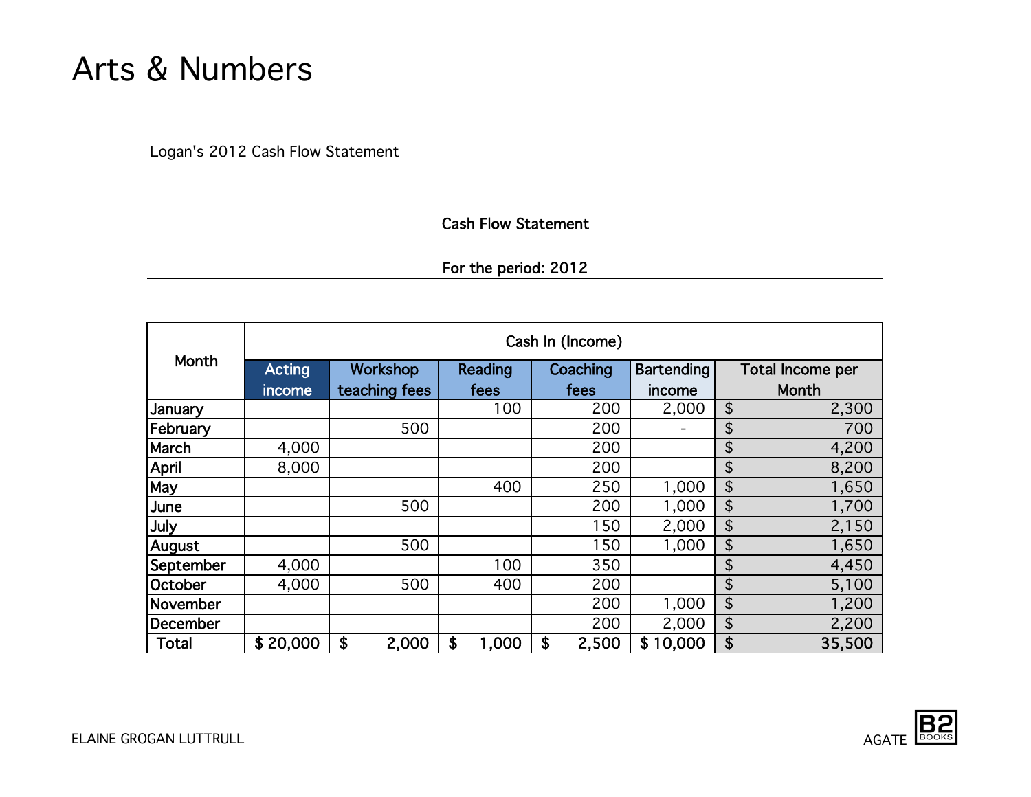# Arts & Numbers

Logan's 2012 Cash Flow Statement

**Cash Flow Statement**

**For the period: 2012**

| Month | Cash In (Income) | | | | | |
|---|---|---|---|---|---|---|
| | Acting income | Workshop teaching fees | Reading fees | Coaching fees | Bartending income | Total Income per Month |
| January | | | 100 | 200 | 2,000 | $ 2,300 |
| February | | 500 | | 200 | - | $ 700 |
| March | 4,000 | | | 200 | | $ 4,200 |
| April | 8,000 | | | 200 | | $ 8,200 |
| May | | | 400 | 250 | 1,000 | $ 1,650 |
| June | | 500 | | 200 | 1,000 | $ 1,700 |
| July | | | | 150 | 2,000 | $ 2,150 |
| August | | 500 | | 150 | 1,000 | $ 1,650 |
| September | 4,000 | | 100 | 350 | | $ 4,450 |
| October | 4,000 | 500 | 400 | 200 | | $ 5,100 |
| November | | | | 200 | 1,000 | $ 1,200 |
| December | | | | 200 | 2,000 | $ 2,200 |
| Total | $ 20,000 | $ 2,000 | $ 1,000 | $ 2,500 | $ 10,000 | $ 35,500 |

ELAINE GROGAN LUTTRULL

AGATE B2 BOOKS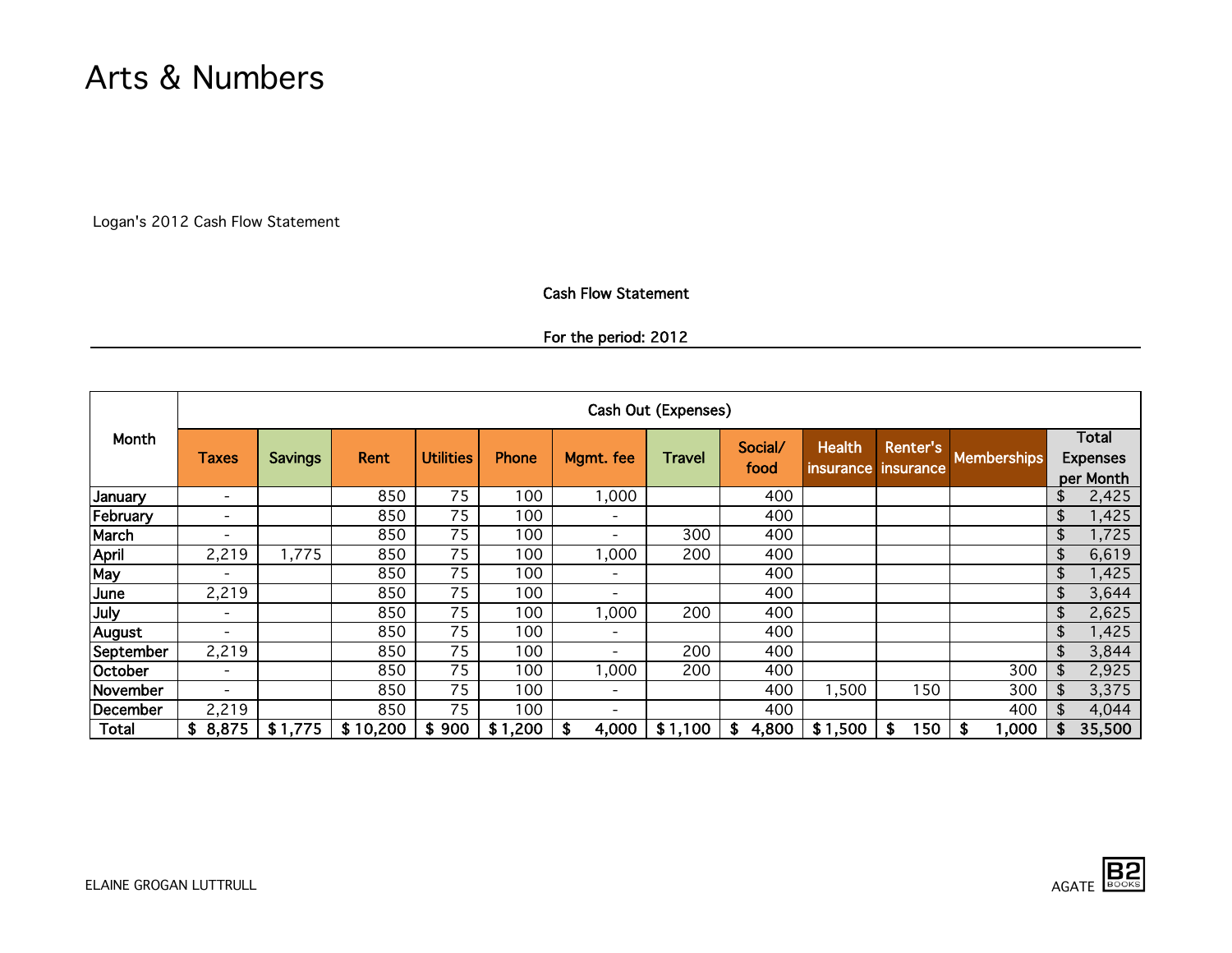# Arts & Numbers

Logan's 2012 Cash Flow Statement

**Cash Flow Statement**

**For the period: 2012**

| Month | Cash Out (Expenses) | | | | | | | | | | | |
|---|---|---|---|---|---|---|---|---|---|---|---|---|
| | Taxes | Savings | Rent | Utilities | Phone | Mgmt. fee | Travel | Social/ food | Health insurance | Renter's insurance | Memberships | Total Expenses per Month |
| January | - | | 850 | 75 | 100 | 1,000 | | 400 | | | | $ 2,425 |
| February | - | | 850 | 75 | 100 | - | | 400 | | | | $ 1,425 |
| March | - | | 850 | 75 | 100 | - | 300 | 400 | | | | $ 1,725 |
| April | 2,219 | 1,775 | 850 | 75 | 100 | 1,000 | 200 | 400 | | | | $ 6,619 |
| May | - | | 850 | 75 | 100 | - | | 400 | | | | $ 1,425 |
| June | 2,219 | | 850 | 75 | 100 | - | | 400 | | | | $ 3,644 |
| July | - | | 850 | 75 | 100 | 1,000 | 200 | 400 | | | | $ 2,625 |
| August | - | | 850 | 75 | 100 | - | | 400 | | | | $ 1,425 |
| September | 2,219 | | 850 | 75 | 100 | - | 200 | 400 | | | | $ 3,844 |
| October | - | | 850 | 75 | 100 | 1,000 | 200 | 400 | | | 300 | $ 2,925 |
| November | - | | 850 | 75 | 100 | - | | 400 | 1,500 | 150 | 300 | $ 3,375 |
| December | 2,219 | | 850 | 75 | 100 | - | | 400 | | | 400 | $ 4,044 |
| **Total** | **$ 8,875** | **$ 1,775** | **$ 10,200** | **$ 900** | **$ 1,200** | **$ 4,000** | **$ 1,100** | **$ 4,800** | **$ 1,500** | **$ 150** | **$ 1,000** | **$ 35,500** |

ELAINE GROGAN LUTTRULL

AGATE B2 BOOKS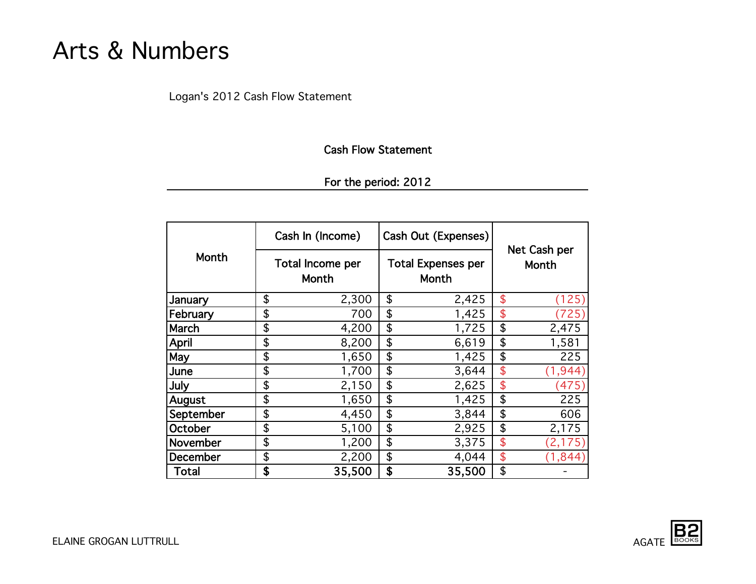# Arts & Numbers

Logan's 2012 Cash Flow Statement

**Cash Flow Statement**

**For the period: 2012**

| Month | Cash In (Income) | Cash Out (Expenses) | Net Cash per Month |
|---|---|---|---|
| | Total Income per Month | Total Expenses per Month | |
| January | $ 2,300 | $ 2,425 | $ (125) |
| February | $ 700 | $ 1,425 | $ (725) |
| March | $ 4,200 | $ 1,725 | $ 2,475 |
| April | $ 8,200 | $ 6,619 | $ 1,581 |
| May | $ 1,650 | $ 1,425 | $ 225 |
| June | $ 1,700 | $ 3,644 | $ (1,944) |
| July | $ 2,150 | $ 2,625 | $ (475) |
| August | $ 1,650 | $ 1,425 | $ 225 |
| September | $ 4,450 | $ 3,844 | $ 606 |
| October | $ 5,100 | $ 2,925 | $ 2,175 |
| November | $ 1,200 | $ 3,375 | $ (2,175) |
| December | $ 2,200 | $ 4,044 | $ (1,844) |
| Total | **$ 35,500** | **$ 35,500** | $ - |

ELAINE GROGAN LUTTRULL

AGATE B2 BOOKS